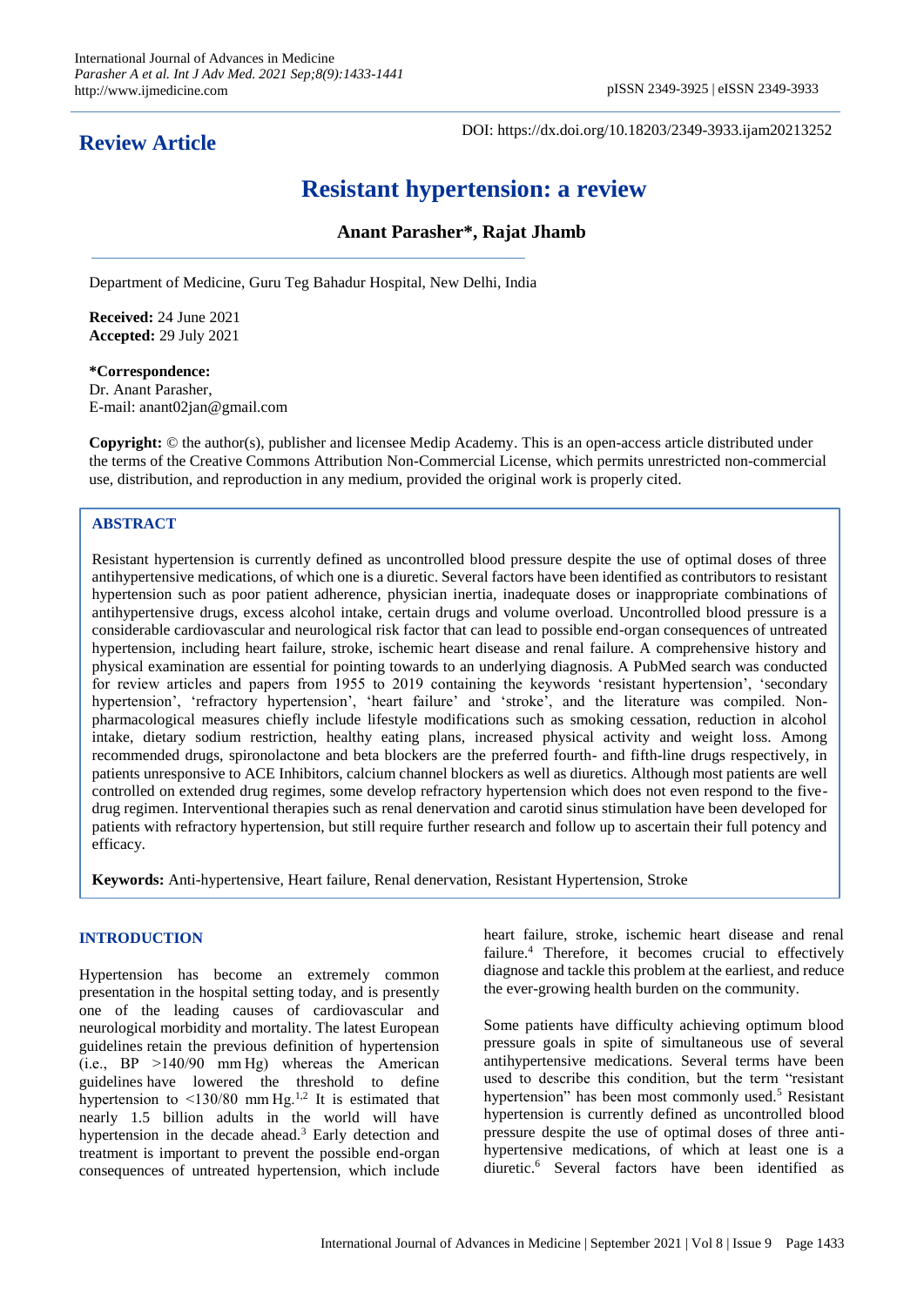**Review Article**

DOI: https://dx.doi.org/10.18203/2349-3933.ijam20213252

# Resistant hypertension: a review

**Anant Parasher*, Rajat Jhamb**

Department of Medicine, Guru Teg Bahadur Hospital, New Delhi, India

**Received:** 24 June 2021
**Accepted:** 29 July 2021

***Correspondence:**
Dr. Anant Parasher,
E-mail: anant02jan@gmail.com

**Copyright:** © the author(s), publisher and licensee Medip Academy. This is an open-access article distributed under the terms of the Creative Commons Attribution Non-Commercial License, which permits unrestricted non-commercial use, distribution, and reproduction in any medium, provided the original work is properly cited.

## ABSTRACT

Resistant hypertension is currently defined as uncontrolled blood pressure despite the use of optimal doses of three antihypertensive medications, of which one is a diuretic. Several factors have been identified as contributors to resistant hypertension such as poor patient adherence, physician inertia, inadequate doses or inappropriate combinations of antihypertensive drugs, excess alcohol intake, certain drugs and volume overload. Uncontrolled blood pressure is a considerable cardiovascular and neurological risk factor that can lead to possible end-organ consequences of untreated hypertension, including heart failure, stroke, ischemic heart disease and renal failure. A comprehensive history and physical examination are essential for pointing towards to an underlying diagnosis. A PubMed search was conducted for review articles and papers from 1955 to 2019 containing the keywords 'resistant hypertension', 'secondary hypertension', 'refractory hypertension', 'heart failure' and 'stroke', and the literature was compiled. Non-pharmacological measures chiefly include lifestyle modifications such as smoking cessation, reduction in alcohol intake, dietary sodium restriction, healthy eating plans, increased physical activity and weight loss. Among recommended drugs, spironolactone and beta blockers are the preferred fourth- and fifth-line drugs respectively, in patients unresponsive to ACE Inhibitors, calcium channel blockers as well as diuretics. Although most patients are well controlled on extended drug regimes, some develop refractory hypertension which does not even respond to the five-drug regimen. Interventional therapies such as renal denervation and carotid sinus stimulation have been developed for patients with refractory hypertension, but still require further research and follow up to ascertain their full potency and efficacy.

**Keywords:** Anti-hypertensive, Heart failure, Renal denervation, Resistant Hypertension, Stroke

## INTRODUCTION

Hypertension has become an extremely common presentation in the hospital setting today, and is presently one of the leading causes of cardiovascular and neurological morbidity and mortality. The latest European guidelines retain the previous definition of hypertension (i.e., BP >140/90 mm Hg) whereas the American guidelines have lowered the threshold to define hypertension to <130/80 mm Hg.[1,2] It is estimated that nearly 1.5 billion adults in the world will have hypertension in the decade ahead.[3] Early detection and treatment is important to prevent the possible end-organ consequences of untreated hypertension, which include heart failure, stroke, ischemic heart disease and renal failure.[4] Therefore, it becomes crucial to effectively diagnose and tackle this problem at the earliest, and reduce the ever-growing health burden on the community.

Some patients have difficulty achieving optimum blood pressure goals in spite of simultaneous use of several antihypertensive medications. Several terms have been used to describe this condition, but the term "resistant hypertension" has been most commonly used.[5] Resistant hypertension is currently defined as uncontrolled blood pressure despite the use of optimal doses of three anti-hypertensive medications, of which at least one is a diuretic.[6] Several factors have been identified as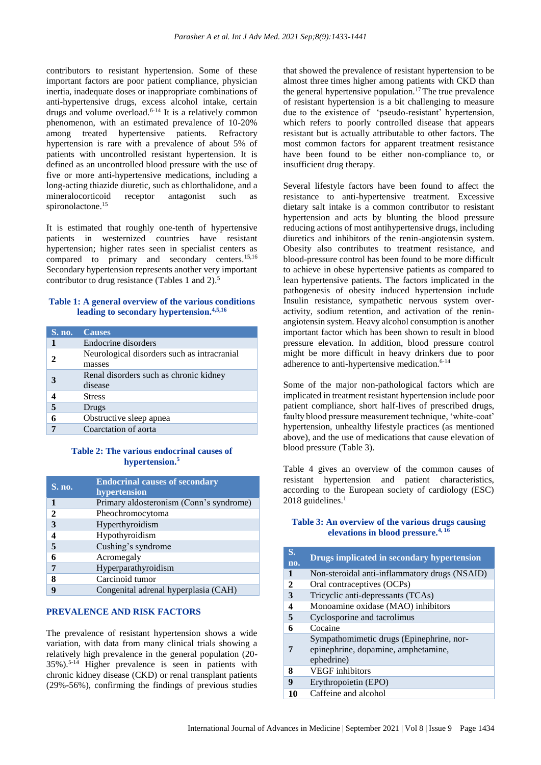contributors to resistant hypertension. Some of these important factors are poor patient compliance, physician inertia, inadequate doses or inappropriate combinations of anti-hypertensive drugs, excess alcohol intake, certain drugs and volume overload.[6-14] It is a relatively common phenomenon, with an estimated prevalence of 10-20% among treated hypertensive patients. Refractory hypertension is rare with a prevalence of about 5% of patients with uncontrolled resistant hypertension. It is defined as an uncontrolled blood pressure with the use of five or more anti-hypertensive medications, including a long-acting thiazide diuretic, such as chlorthalidone, and a mineralocorticoid receptor antagonist such as spironolactone.[15]

It is estimated that roughly one-tenth of hypertensive patients in westernized countries have resistant hypertension; higher rates seen in specialist centers as compared to primary and secondary centers.[15,16] Secondary hypertension represents another very important contributor to drug resistance (Tables 1 and 2).[5]

**Table 1: A general overview of the various conditions leading to secondary hypertension.[4,5,16]**

| S. no. | Causes |
|---|---|
| 1 | Endocrine disorders |
| 2 | Neurological disorders such as intracranial masses |
| 3 | Renal disorders such as chronic kidney disease |
| 4 | Stress |
| 5 | Drugs |
| 6 | Obstructive sleep apnea |
| 7 | Coarctation of aorta |

**Table 2: The various endocrinal causes of hypertension.[5]**

| S. no. | Endocrinal causes of secondary hypertension |
|---|---|
| 1 | Primary aldosteronism (Conn's syndrome) |
| 2 | Pheochromocytoma |
| 3 | Hyperthyroidism |
| 4 | Hypothyroidism |
| 5 | Cushing's syndrome |
| 6 | Acromegaly |
| 7 | Hyperparathyroidism |
| 8 | Carcinoid tumor |
| 9 | Congenital adrenal hyperplasia (CAH) |

## PREVALENCE AND RISK FACTORS

The prevalence of resistant hypertension shows a wide variation, with data from many clinical trials showing a relatively high prevalence in the general population (20-35%).[5-14] Higher prevalence is seen in patients with chronic kidney disease (CKD) or renal transplant patients (29%-56%), confirming the findings of previous studies that showed the prevalence of resistant hypertension to be almost three times higher among patients with CKD than the general hypertensive population.[17] The true prevalence of resistant hypertension is a bit challenging to measure due to the existence of 'pseudo-resistant' hypertension, which refers to poorly controlled disease that appears resistant but is actually attributable to other factors. The most common factors for apparent treatment resistance have been found to be either non-compliance to, or insufficient drug therapy.

Several lifestyle factors have been found to affect the resistance to anti-hypertensive treatment. Excessive dietary salt intake is a common contributor to resistant hypertension and acts by blunting the blood pressure reducing actions of most antihypertensive drugs, including diuretics and inhibitors of the renin-angiotensin system. Obesity also contributes to treatment resistance, and blood-pressure control has been found to be more difficult to achieve in obese hypertensive patients as compared to lean hypertensive patients. The factors implicated in the pathogenesis of obesity induced hypertension include Insulin resistance, sympathetic nervous system over-activity, sodium retention, and activation of the renin-angiotensin system. Heavy alcohol consumption is another important factor which has been shown to result in blood pressure elevation. In addition, blood pressure control might be more difficult in heavy drinkers due to poor adherence to anti-hypertensive medication.[6-14]

Some of the major non-pathological factors which are implicated in treatment resistant hypertension include poor patient compliance, short half-lives of prescribed drugs, faulty blood pressure measurement technique, 'white-coat' hypertension, unhealthy lifestyle practices (as mentioned above), and the use of medications that cause elevation of blood pressure (Table 3).

Table 4 gives an overview of the common causes of resistant hypertension and patient characteristics, according to the European society of cardiology (ESC) 2018 guidelines.[1]

**Table 3: An overview of the various drugs causing elevations in blood pressure.[4, 16]**

| S. no. | Drugs implicated in secondary hypertension |
|---|---|
| 1 | Non-steroidal anti-inflammatory drugs (NSAID) |
| 2 | Oral contraceptives (OCPs) |
| 3 | Tricyclic anti-depressants (TCAs) |
| 4 | Monoamine oxidase (MAO) inhibitors |
| 5 | Cyclosporine and tacrolimus |
| 6 | Cocaine |
| 7 | Sympathomimetic drugs (Epinephrine, nor-epinephrine, dopamine, amphetamine, ephedrine) |
| 8 | VEGF inhibitors |
| 9 | Erythropoietin (EPO) |
| 10 | Caffeine and alcohol |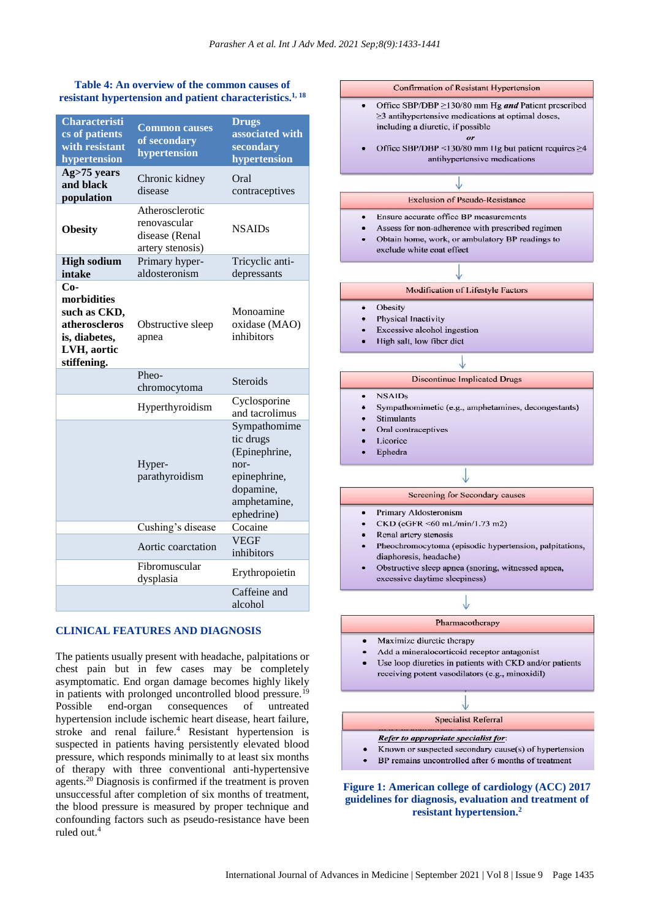**Table 4: An overview of the common causes of resistant hypertension and patient characteristics.[1, 18]**

| Characteristics of patients with resistant hypertension | Common causes of secondary hypertension | Drugs associated with secondary hypertension |
|---|---|---|
| **Ag>75 years and black population** | Chronic kidney disease | Oral contraceptives |
| **Obesity** | Atherosclerotic renovascular disease (Renal artery stenosis) | NSAIDs |
| **High sodium intake** | Primary hyper-aldosteronism | Tricyclic anti-depressants |
| **Co-morbidities such as CKD, atherosclerosis, diabetes, LVH, aortic stiffening.** | Obstructive sleep apnea | Monoamine oxidase (MAO) inhibitors |
| | Pheo-chromocytoma | Steroids |
| | Hyperthyroidism | Cyclosporine and tacrolimus |
| | Hyper-parathyroidism | Sympathomimetic drugs (Epinephrine, nor-epinephrine, dopamine, amphetamine, ephedrine) |
| | Cushing's disease | Cocaine |
| | Aortic coarctation | VEGF inhibitors |
| | Fibromuscular dysplasia | Erythropoietin |
| | | Caffeine and alcohol |

## CLINICAL FEATURES AND DIAGNOSIS

The patients usually present with headache, palpitations or chest pain but in few cases may be completely asymptomatic. End organ damage becomes highly likely in patients with prolonged uncontrolled blood pressure.[19] Possible end-organ consequences of untreated hypertension include ischemic heart disease, heart failure, stroke and renal failure.[4] Resistant hypertension is suspected in patients having persistently elevated blood pressure, which responds minimally to at least six months of therapy with three conventional anti-hypertensive agents.[20] Diagnosis is confirmed if the treatment is proven unsuccessful after completion of six months of treatment, the blood pressure is measured by proper technique and confounding factors such as pseudo-resistance have been ruled out.[4]

**Confirmation of Resistant Hypertension**

- Office SBP/DBP ≥130/80 mm Hg ***and*** Patient prescribed ≥3 antihypertensive medications at optimal doses, including a diuretic, if possible

  ***or***

- Office SBP/DBP <130/80 mm Hg but patient requires ≥4 antihypertensive medications

↓

**Exclusion of Pseudo-Resistance**

- Ensure accurate office BP measurements
- Assess for non-adherence with prescribed regimen
- Obtain home, work, or ambulatory BP readings to exclude white coat effect

↓

**Modification of Lifestyle Factors**

- Obesity
- Physical Inactivity
- Excessive alcohol ingestion
- High salt, low fiber diet

↓

**Discontinue Implicated Drugs**

- NSAIDs
- Sympathomimetic (e.g., amphetamines, decongestants)
- Stimulants
- Oral contraceptives
- Licorice
- Ephedra

↓

**Screening for Secondary causes**

- Primary Aldosteronism
- CKD (eGFR <60 mL/min/1.73 m2)
- Renal artery stenosis
- Pheochromocytoma (episodic hypertension, palpitations, diaphoresis, headache)
- Obstructive sleep apnea (snoring, witnessed apnea, excessive daytime sleepiness)

↓

**Pharmacotherapy**

- Maximize diuretic therapy
- Add a mineralocorticoid receptor antagonist
- Use loop diuretics in patients with CKD and/or patients receiving potent vasodilators (e.g., minoxidil)

↓

**Specialist Referral**

***Refer to appropriate specialist for:***

- Known or suspected secondary cause(s) of hypertension
- BP remains uncontrolled after 6 months of treatment

**Figure 1: American college of cardiology (ACC) 2017 guidelines for diagnosis, evaluation and treatment of resistant hypertension.[2]**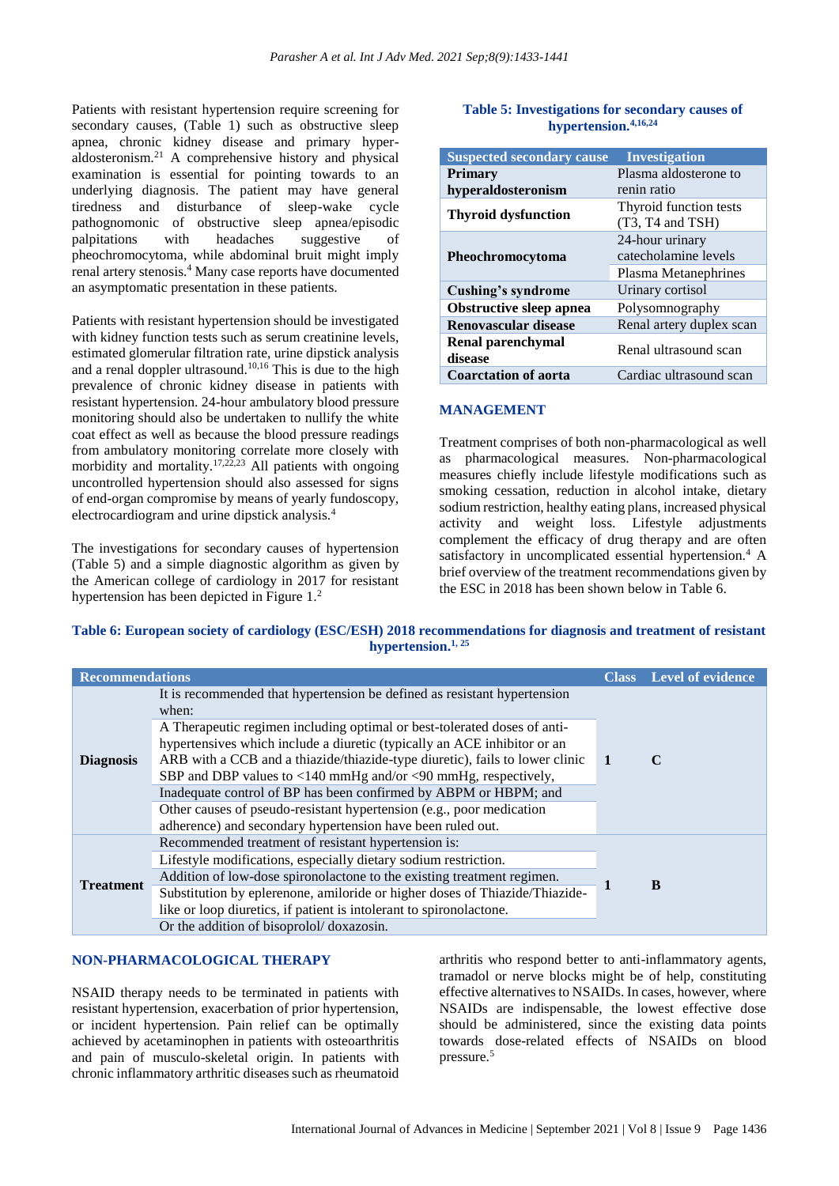Patients with resistant hypertension require screening for secondary causes, (Table 1) such as obstructive sleep apnea, chronic kidney disease and primary hyper-aldosteronism.[21] A comprehensive history and physical examination is essential for pointing towards an underlying diagnosis. The patient may have general tiredness and disturbance of sleep-wake cycle pathognomonic of obstructive sleep apnea/episodic palpitations with headaches suggestive of pheochromocytoma, while abdominal bruit might imply renal artery stenosis.[4] Many case reports have documented an asymptomatic presentation in these patients.

Patients with resistant hypertension should be investigated with kidney function tests such as serum creatinine levels, estimated glomerular filtration rate, urine dipstick analysis and a renal doppler ultrasound.[10,16] This is due to the high prevalence of chronic kidney disease in patients with resistant hypertension. 24-hour ambulatory blood pressure monitoring should also be undertaken to nullify the white coat effect as well as because the blood pressure readings from ambulatory monitoring correlate more closely with morbidity and mortality.[17,22,23] All patients with ongoing uncontrolled hypertension should also assessed for signs of end-organ compromise by means of yearly fundoscopy, electrocardiogram and urine dipstick analysis.[4]

The investigations for secondary causes of hypertension (Table 5) and a simple diagnostic algorithm as given by the American college of cardiology in 2017 for resistant hypertension has been depicted in Figure 1.[2]

**Table 5: Investigations for secondary causes of hypertension.[4,16,24]**

| Suspected secondary cause | Investigation |
|---|---|
| **Primary hyperaldosteronism** | Plasma aldosterone to renin ratio |
| **Thyroid dysfunction** | Thyroid function tests (T3, T4 and TSH) |
| **Pheochromocytoma** | 24-hour urinary catecholamine levels |
| | Plasma Metanephrines |
| **Cushing's syndrome** | Urinary cortisol |
| **Obstructive sleep apnea** | Polysomnography |
| **Renovascular disease** | Renal artery duplex scan |
| **Renal parenchymal disease** | Renal ultrasound scan |
| **Coarctation of aorta** | Cardiac ultrasound scan |

## MANAGEMENT

Treatment comprises of both non-pharmacological as well as pharmacological measures. Non-pharmacological measures chiefly include lifestyle modifications such as smoking cessation, reduction in alcohol intake, dietary sodium restriction, healthy eating plans, increased physical activity and weight loss. Lifestyle adjustments complement the efficacy of drug therapy and are often satisfactory in uncomplicated essential hypertension.[4] A brief overview of the treatment recommendations given by the ESC in 2018 has been shown below in Table 6.

**Table 6: European society of cardiology (ESC/ESH) 2018 recommendations for diagnosis and treatment of resistant hypertension.[1, 25]**

| Recommendations | | Class | Level of evidence |
|---|---|---|---|
| **Diagnosis** | It is recommended that hypertension be defined as resistant hypertension when: | 1 | C |
| | A Therapeutic regimen including optimal or best-tolerated doses of anti-hypertensives which include a diuretic (typically an ACE inhibitor or an ARB with a CCB and a thiazide/thiazide-type diuretic), fails to lower clinic SBP and DBP values to <140 mmHg and/or <90 mmHg, respectively, | | |
| | Inadequate control of BP has been confirmed by ABPM or HBPM; and | | |
| | Other causes of pseudo-resistant hypertension (e.g., poor medication adherence) and secondary hypertension have been ruled out. | | |
| **Treatment** | Recommended treatment of resistant hypertension is: | 1 | B |
| | Lifestyle modifications, especially dietary sodium restriction. | | |
| | Addition of low-dose spironolactone to the existing treatment regimen. | | |
| | Substitution by eplerenone, amiloride or higher doses of Thiazide/Thiazide-like or loop diuretics, if patient is intolerant to spironolactone. | | |
| | Or the addition of bisoprolol/ doxazosin. | | |

## NON-PHARMACOLOGICAL THERAPY

NSAID therapy needs to be terminated in patients with resistant hypertension, exacerbation of prior hypertension, or incident hypertension. Pain relief can be optimally achieved by acetaminophen in patients with osteoarthritis and pain of musculo-skeletal origin. In patients with chronic inflammatory arthritic diseases such as rheumatoid arthritis who respond better to anti-inflammatory agents, tramadol or nerve blocks might be of help, constituting effective alternatives to NSAIDs. In cases, however, where NSAIDs are indispensable, the lowest effective dose should be administered, since the existing data points towards dose-related effects of NSAIDs on blood pressure.[5]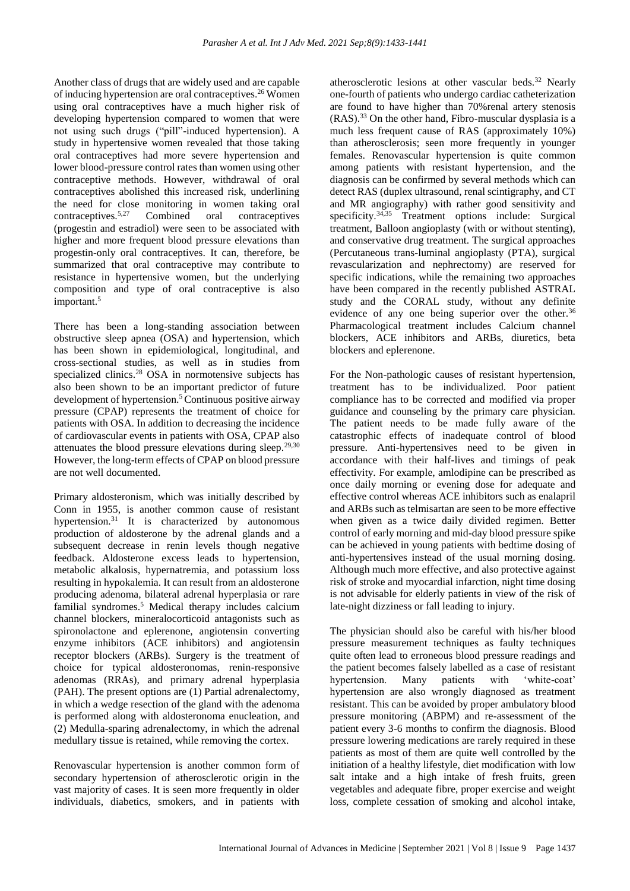Another class of drugs that are widely used and are capable of inducing hypertension are oral contraceptives.[26] Women using oral contraceptives have a much higher risk of developing hypertension compared to women that were not using such drugs ("pill"-induced hypertension). A study in hypertensive women revealed that those taking oral contraceptives had more severe hypertension and lower blood-pressure control rates than women using other contraceptive methods. However, withdrawal of oral contraceptives abolished this increased risk, underlining the need for close monitoring in women taking oral contraceptives.[5,27] Combined oral contraceptives (progestin and estradiol) were seen to be associated with higher and more frequent blood pressure elevations than progestin-only oral contraceptives. It can, therefore, be summarized that oral contraceptive may contribute to resistance in hypertensive women, but the underlying composition and type of oral contraceptive is also important.[5]

There has been a long-standing association between obstructive sleep apnea (OSA) and hypertension, which has been shown in epidemiological, longitudinal, and cross-sectional studies, as well as in studies from specialized clinics.[28] OSA in normotensive subjects has also been shown to be an important predictor of future development of hypertension.[5] Continuous positive airway pressure (CPAP) represents the treatment of choice for patients with OSA. In addition to decreasing the incidence of cardiovascular events in patients with OSA, CPAP also attenuates the blood pressure elevations during sleep.[29,30] However, the long-term effects of CPAP on blood pressure are not well documented.

Primary aldosteronism, which was initially described by Conn in 1955, is another common cause of resistant hypertension.[31] It is characterized by autonomous production of aldosterone by the adrenal glands and a subsequent decrease in renin levels though negative feedback. Aldosterone excess leads to hypertension, metabolic alkalosis, hypernatremia, and potassium loss resulting in hypokalemia. It can result from an aldosterone producing adenoma, bilateral adrenal hyperplasia or rare familial syndromes.[5] Medical therapy includes calcium channel blockers, mineralocorticoid antagonists such as spironolactone and eplerenone, angiotensin converting enzyme inhibitors (ACE inhibitors) and angiotensin receptor blockers (ARBs). Surgery is the treatment of choice for typical aldosteronomas, renin-responsive adenomas (RRAs), and primary adrenal hyperplasia (PAH). The present options are (1) Partial adrenalectomy, in which a wedge resection of the gland with the adenoma is performed along with aldosteronoma enucleation, and (2) Medulla-sparing adrenalectomy, in which the adrenal medullary tissue is retained, while removing the cortex.

Renovascular hypertension is another common form of secondary hypertension of atherosclerotic origin in the vast majority of cases. It is seen more frequently in older individuals, diabetics, smokers, and in patients with atherosclerotic lesions at other vascular beds.[32] Nearly one-fourth of patients who undergo cardiac catheterization are found to have higher than 70%renal artery stenosis (RAS).[33] On the other hand, Fibro-muscular dysplasia is a much less frequent cause of RAS (approximately 10%) than atherosclerosis; seen more frequently in younger females. Renovascular hypertension is quite common among patients with resistant hypertension, and the diagnosis can be confirmed by several methods which can detect RAS (duplex ultrasound, renal scintigraphy, and CT and MR angiography) with rather good sensitivity and specificity.[34,35] Treatment options include: Surgical treatment, Balloon angioplasty (with or without stenting), and conservative drug treatment. The surgical approaches (Percutaneous trans-luminal angioplasty (PTA), surgical revascularization and nephrectomy) are reserved for specific indications, while the remaining two approaches have been compared in the recently published ASTRAL study and the CORAL study, without any definite evidence of any one being superior over the other.[36] Pharmacological treatment includes Calcium channel blockers, ACE inhibitors and ARBs, diuretics, beta blockers and eplerenone.

For the Non-pathologic causes of resistant hypertension, treatment has to be individualized. Poor patient compliance has to be corrected and modified via proper guidance and counseling by the primary care physician. The patient needs to be made fully aware of the catastrophic effects of inadequate control of blood pressure. Anti-hypertensives need to be given in accordance with their half-lives and timings of peak effectivity. For example, amlodipine can be prescribed as once daily morning or evening dose for adequate and effective control whereas ACE inhibitors such as enalapril and ARBs such as telmisartan are seen to be more effective when given as a twice daily divided regimen. Better control of early morning and mid-day blood pressure spike can be achieved in young patients with bedtime dosing of anti-hypertensives instead of the usual morning dosing. Although much more effective, and also protective against risk of stroke and myocardial infarction, night time dosing is not advisable for elderly patients in view of the risk of late-night dizziness or fall leading to injury.

The physician should also be careful with his/her blood pressure measurement techniques as faulty techniques quite often lead to erroneous blood pressure readings and the patient becomes falsely labelled as a case of resistant hypertension. Many patients with 'white-coat' hypertension are also wrongly diagnosed as treatment resistant. This can be avoided by proper ambulatory blood pressure monitoring (ABPM) and re-assessment of the patient every 3-6 months to confirm the diagnosis. Blood pressure lowering medications are rarely required in these patients as most of them are quite well controlled by the initiation of a healthy lifestyle, diet modification with low salt intake and a high intake of fresh fruits, green vegetables and adequate fibre, proper exercise and weight loss, complete cessation of smoking and alcohol intake,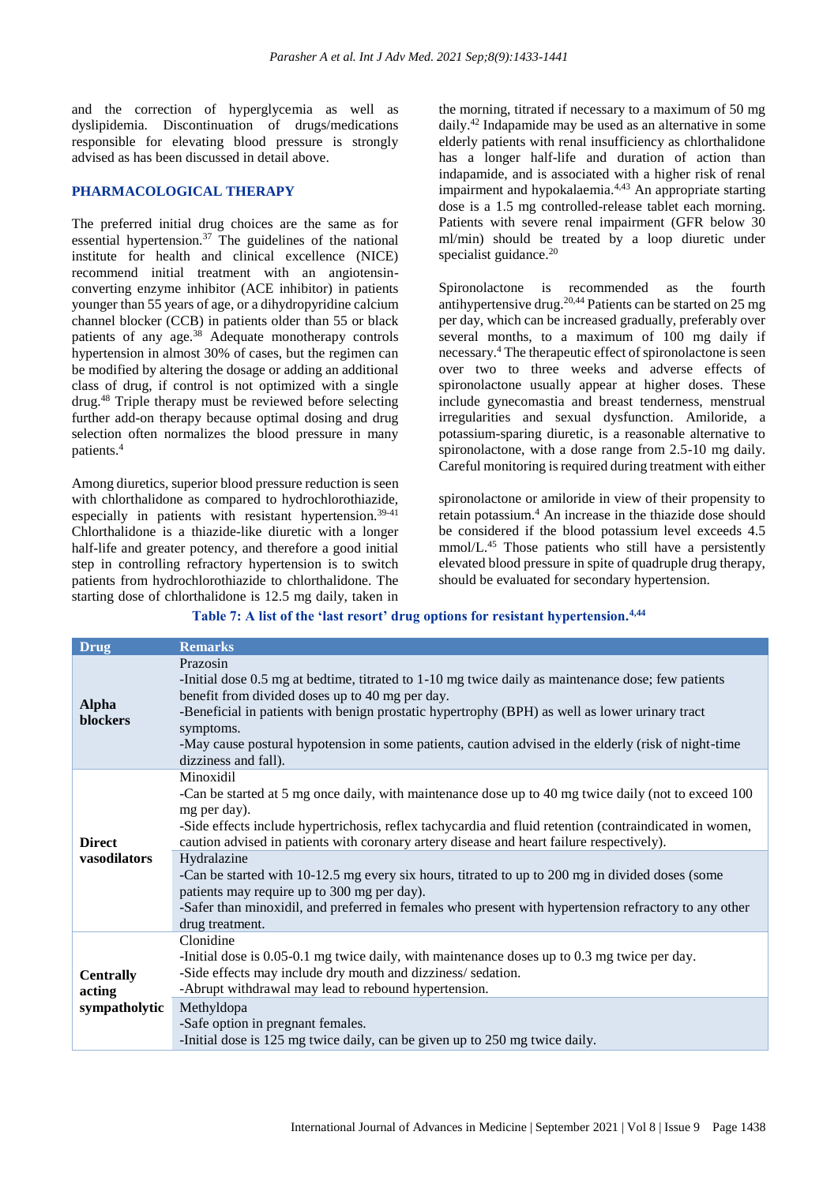and the correction of hyperglycemia as well as dyslipidemia. Discontinuation of drugs/medications responsible for elevating blood pressure is strongly advised as has been discussed in detail above.

## PHARMACOLOGICAL THERAPY

The preferred initial drug choices are the same as for essential hypertension.[37] The guidelines of the national institute for health and clinical excellence (NICE) recommend initial treatment with an angiotensin-converting enzyme inhibitor (ACE inhibitor) in patients younger than 55 years of age, or a dihydropyridine calcium channel blocker (CCB) in patients older than 55 or black patients of any age.[38] Adequate monotherapy controls hypertension in almost 30% of cases, but the regimen can be modified by altering the dosage or adding an additional class of drug, if control is not optimized with a single drug.[48] Triple therapy must be reviewed before selecting further add-on therapy because optimal dosing and drug selection often normalizes the blood pressure in many patients.[4]

Among diuretics, superior blood pressure reduction is seen with chlorthalidone as compared to hydrochlorothiazide, especially in patients with resistant hypertension.[39-41] Chlorthalidone is a thiazide-like diuretic with a longer half-life and greater potency, and therefore a good initial step in controlling refractory hypertension is to switch patients from hydrochlorothiazide to chlorthalidone. The starting dose of chlorthalidone is 12.5 mg daily, taken in the morning, titrated if necessary to a maximum of 50 mg daily.[42] Indapamide may be used as an alternative in some elderly patients with renal insufficiency as chlorthalidone has a longer half-life and duration of action than indapamide, and is associated with a higher risk of renal impairment and hypokalaemia.[4,43] An appropriate starting dose is a 1.5 mg controlled-release tablet each morning. Patients with severe renal impairment (GFR below 30 ml/min) should be treated by a loop diuretic under specialist guidance.[20]

Spironolactone is recommended as the fourth antihypertensive drug.[20,44] Patients can be started on 25 mg per day, which can be increased gradually, preferably over several months, to a maximum of 100 mg daily if necessary.[4] The therapeutic effect of spironolactone is seen over two to three weeks and adverse effects of spironolactone usually appear at higher doses. These include gynecomastia and breast tenderness, menstrual irregularities and sexual dysfunction. Amiloride, a potassium-sparing diuretic, is a reasonable alternative to spironolactone, with a dose range from 2.5-10 mg daily. Careful monitoring is required during treatment with either spironolactone or amiloride in view of their propensity to retain potassium.[4] An increase in the thiazide dose should be considered if the blood potassium level exceeds 4.5 mmol/L.[45] Those patients who still have a persistently elevated blood pressure in spite of quadruple drug therapy, should be evaluated for secondary hypertension.

**Table 7: A list of the 'last resort' drug options for resistant hypertension.[4,44]**

| Drug | Remarks |
|---|---|
| Alpha blockers | Prazosin<br>-Initial dose 0.5 mg at bedtime, titrated to 1-10 mg twice daily as maintenance dose; few patients benefit from divided doses up to 40 mg per day.<br>-Beneficial in patients with benign prostatic hypertrophy (BPH) as well as lower urinary tract symptoms.<br>-May cause postural hypotension in some patients, caution advised in the elderly (risk of night-time dizziness and fall). |
| Direct vasodilators | Minoxidil<br>-Can be started at 5 mg once daily, with maintenance dose up to 40 mg twice daily (not to exceed 100 mg per day).<br>-Side effects include hypertrichosis, reflex tachycardia and fluid retention (contraindicated in women, caution advised in patients with coronary artery disease and heart failure respectively). |
| | Hydralazine<br>-Can be started with 10-12.5 mg every six hours, titrated to up to 200 mg in divided doses (some patients may require up to 300 mg per day).<br>-Safer than minoxidil, and preferred in females who present with hypertension refractory to any other drug treatment. |
| Centrally acting sympatholytic | Clonidine<br>-Initial dose is 0.05-0.1 mg twice daily, with maintenance doses up to 0.3 mg twice per day.<br>-Side effects may include dry mouth and dizziness/ sedation.<br>-Abrupt withdrawal may lead to rebound hypertension. |
| | Methyldopa<br>-Safe option in pregnant females.<br>-Initial dose is 125 mg twice daily, can be given up to 250 mg twice daily. |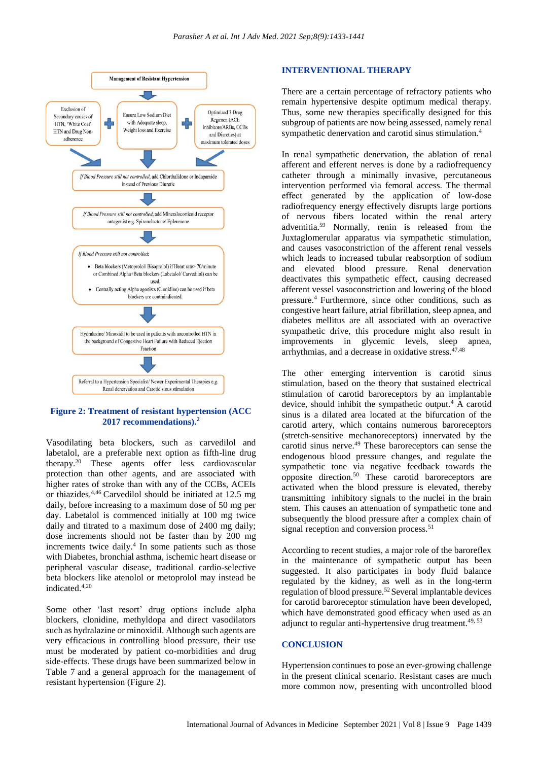Management of Resistant Hypertension

Exclusion of Secondary causes of HTN, 'White Coat' HTN and Drug Non-adherence + Ensure Low Sodium Diet with Adequate sleep, Weight loss and Exercise + Optimized 3 Drug Regimen (ACE Inhibitors/ARBs, CCBs and Diuretics) at maximum tolerated doses

*If Blood Pressure still not controlled*, add Chlorthalidone or Indapamide instead of Previous Diuretic

*If Blood Pressure still not controlled*, add Mineralocorticoid receptor antagonist e.g. Spironolactone/ Eplerenone

*If Blood Pressure still not controlled*:

- Beta blockers (Metoprolol/ Bisoprolol) if Heart rate> 70/minute or Combined Alpha+Beta blockers (Labetalol/ Carvedilol) can be used.
- Centrally acting Alpha agonists (Clonidine) can be used if beta blockers are contraindicated.

Hydralazine/ Minoxidil to be used in patients with uncontrolled HTN in the background of Congestive Heart Failure with Reduced Ejection Fraction

Referral to a Hypertension Specialist/ Newer Experimental Therapies e.g. Renal denervation and Carotid sinus stimulation

**Figure 2: Treatment of resistant hypertension (ACC 2017 recommendations).[2]**

Vasodilating beta blockers, such as carvedilol and labetalol, are a preferable next option as fifth-line drug therapy.[20] These agents offer less cardiovascular protection than other agents, and are associated with higher rates of stroke than with any of the CCBs, ACEIs or thiazides.[4,46] Carvedilol should be initiated at 12.5 mg daily, before increasing to a maximum dose of 50 mg per day. Labetalol is commenced initially at 100 mg twice daily and titrated to a maximum dose of 2400 mg daily; dose increments should not be faster than by 200 mg increments twice daily.[4] In some patients such as those with Diabetes, bronchial asthma, ischemic heart disease or peripheral vascular disease, traditional cardio-selective beta blockers like atenolol or metoprolol may instead be indicated.[4,20]

Some other 'last resort' drug options include alpha blockers, clonidine, methyldopa and direct vasodilators such as hydralazine or minoxidil. Although such agents are very efficacious in controlling blood pressure, their use must be moderated by patient co-morbidities and drug side-effects. These drugs have been summarized below in Table 7 and a general approach for the management of resistant hypertension (Figure 2).

## INTERVENTIONAL THERAPY

There are a certain percentage of refractory patients who remain hypertensive despite optimum medical therapy. Thus, some new therapies specifically designed for this subgroup of patients are now being assessed, namely renal sympathetic denervation and carotid sinus stimulation.[4]

In renal sympathetic denervation, the ablation of renal afferent and efferent nerves is done by a radiofrequency catheter through a minimally invasive, percutaneous intervention performed via femoral access. The thermal effect generated by the application of low-dose radiofrequency energy effectively disrupts large portions of nervous fibers located within the renal artery adventitia.[59] Normally, renin is released from the Juxtaglomerular apparatus via sympathetic stimulation, and causes vasoconstriction of the afferent renal vessels which leads to increased tubular reabsorption of sodium and elevated blood pressure. Renal denervation deactivates this sympathetic effect, causing decreased afferent vessel vasoconstriction and lowering of the blood pressure.[4] Furthermore, since other conditions, such as congestive heart failure, atrial fibrillation, sleep apnea, and diabetes mellitus are all associated with an overactive sympathetic drive, this procedure might also result in improvements in glycemic levels, sleep apnea, arrhythmias, and a decrease in oxidative stress.[47,48]

The other emerging intervention is carotid sinus stimulation, based on the theory that sustained electrical stimulation of carotid baroreceptors by an implantable device, should inhibit the sympathetic output.[4] A carotid sinus is a dilated area located at the bifurcation of the carotid artery, which contains numerous baroreceptors (stretch-sensitive mechanoreceptors) innervated by the carotid sinus nerve.[49] These baroreceptors can sense the endogenous blood pressure changes, and regulate the sympathetic tone via negative feedback towards the opposite direction.[50] These carotid baroreceptors are activated when the blood pressure is elevated, thereby transmitting inhibitory signals to the nuclei in the brain stem. This causes an attenuation of sympathetic tone and subsequently the blood pressure after a complex chain of signal reception and conversion process.[51]

According to recent studies, a major role of the baroreflex in the maintenance of sympathetic output has been suggested. It also participates in body fluid balance regulated by the kidney, as well as in the long-term regulation of blood pressure.[52] Several implantable devices for carotid baroreceptor stimulation have been developed, which have demonstrated good efficacy when used as an adjunct to regular anti-hypertensive drug treatment.[49,53]

## CONCLUSION

Hypertension continues to pose an ever-growing challenge in the present clinical scenario. Resistant cases are much more common now, presenting with uncontrolled blood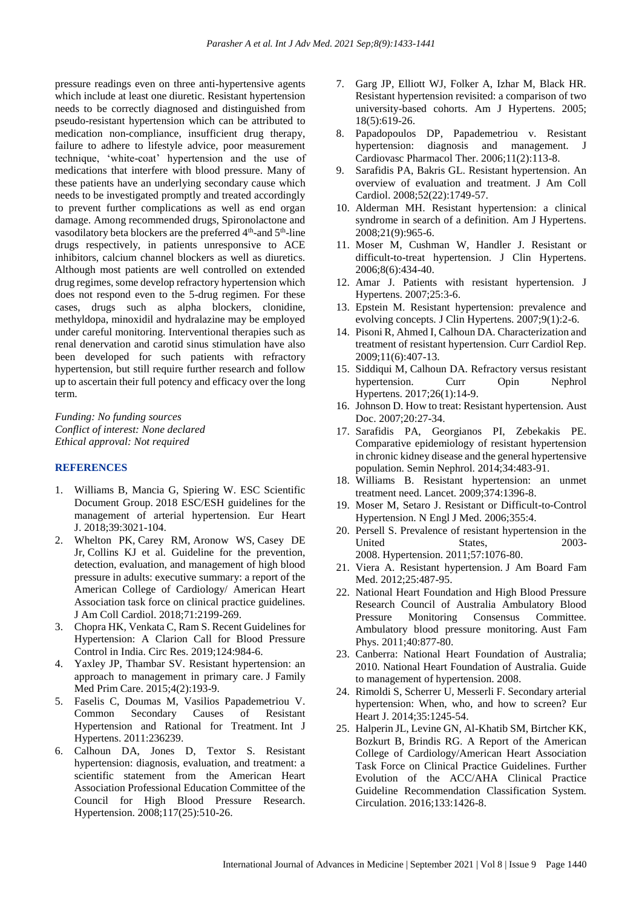pressure readings even on three anti-hypertensive agents which include at least one diuretic. Resistant hypertension needs to be correctly diagnosed and distinguished from pseudo-resistant hypertension which can be attributed to medication non-compliance, insufficient drug therapy, failure to adhere to lifestyle advice, poor measurement technique, 'white-coat' hypertension and the use of medications that interfere with blood pressure. Many of these patients have an underlying secondary cause which needs to be investigated promptly and treated accordingly to prevent further complications as well as end organ damage. Among recommended drugs, Spironolactone and vasodilatory beta blockers are the preferred 4th-and 5th-line drugs respectively, in patients unresponsive to ACE inhibitors, calcium channel blockers as well as diuretics. Although most patients are well controlled on extended drug regimes, some develop refractory hypertension which does not respond even to the 5-drug regimen. For these cases, drugs such as alpha blockers, clonidine, methyldopa, minoxidil and hydralazine may be employed under careful monitoring. Interventional therapies such as renal denervation and carotid sinus stimulation have also been developed for such patients with refractory hypertension, but still require further research and follow up to ascertain their full potency and efficacy over the long term.

*Funding: No funding sources*
*Conflict of interest: None declared*
*Ethical approval: Not required*

## REFERENCES

1. Williams B, Mancia G, Spiering W. ESC Scientific Document Group. 2018 ESC/ESH guidelines for the management of arterial hypertension. Eur Heart J. 2018;39:3021-104.
2. Whelton PK, Carey RM, Aronow WS, Casey DE Jr, Collins KJ et al. Guideline for the prevention, detection, evaluation, and management of high blood pressure in adults: executive summary: a report of the American College of Cardiology/ American Heart Association task force on clinical practice guidelines. J Am Coll Cardiol. 2018;71:2199-269.
3. Chopra HK, Venkata C, Ram S. Recent Guidelines for Hypertension: A Clarion Call for Blood Pressure Control in India. Circ Res. 2019;124:984-6.
4. Yaxley JP, Thambar SV. Resistant hypertension: an approach to management in primary care. J Family Med Prim Care. 2015;4(2):193-9.
5. Faselis C, Doumas M, Vasilios Papademetriou V. Common Secondary Causes of Resistant Hypertension and Rational for Treatment. Int J Hypertens. 2011:236239.
6. Calhoun DA, Jones D, Textor S. Resistant hypertension: diagnosis, evaluation, and treatment: a scientific statement from the American Heart Association Professional Education Committee of the Council for High Blood Pressure Research. Hypertension. 2008;117(25):510-26.
7. Garg JP, Elliott WJ, Folker A, Izhar M, Black HR. Resistant hypertension revisited: a comparison of two university-based cohorts. Am J Hypertens. 2005; 18(5):619-26.
8. Papadopoulos DP, Papademetriou v. Resistant hypertension: diagnosis and management. J Cardiovasc Pharmacol Ther. 2006;11(2):113-8.
9. Sarafidis PA, Bakris GL. Resistant hypertension. An overview of evaluation and treatment. J Am Coll Cardiol. 2008;52(22):1749-57.
10. Alderman MH. Resistant hypertension: a clinical syndrome in search of a definition. Am J Hypertens. 2008;21(9):965-6.
11. Moser M, Cushman W, Handler J. Resistant or difficult-to-treat hypertension. J Clin Hypertens. 2006;8(6):434-40.
12. Amar J. Patients with resistant hypertension. J Hypertens. 2007;25:3-6.
13. Epstein M. Resistant hypertension: prevalence and evolving concepts. J Clin Hypertens. 2007;9(1):2-6.
14. Pisoni R, Ahmed I, Calhoun DA. Characterization and treatment of resistant hypertension. Curr Cardiol Rep. 2009;11(6):407-13.
15. Siddiqui M, Calhoun DA. Refractory versus resistant hypertension. Curr Opin Nephrol Hypertens. 2017;26(1):14-9.
16. Johnson D. How to treat: Resistant hypertension. Aust Doc. 2007;20:27-34.
17. Sarafidis PA, Georgianos PI, Zebekakis PE. Comparative epidemiology of resistant hypertension in chronic kidney disease and the general hypertensive population. Semin Nephrol. 2014;34:483-91.
18. Williams B. Resistant hypertension: an unmet treatment need. Lancet. 2009;374:1396-8.
19. Moser M, Setaro J. Resistant or Difficult-to-Control Hypertension. N Engl J Med. 2006;355:4.
20. Persell S. Prevalence of resistant hypertension in the United States, 2003-2008. Hypertension. 2011;57:1076-80.
21. Viera A. Resistant hypertension. J Am Board Fam Med. 2012;25:487-95.
22. National Heart Foundation and High Blood Pressure Research Council of Australia Ambulatory Blood Pressure Monitoring Consensus Committee. Ambulatory blood pressure monitoring. Aust Fam Phys. 2011;40:877-80.
23. Canberra: National Heart Foundation of Australia; 2010. National Heart Foundation of Australia. Guide to management of hypertension. 2008.
24. Rimoldi S, Scherrer U, Messerli F. Secondary arterial hypertension: When, who, and how to screen? Eur Heart J. 2014;35:1245-54.
25. Halperin JL, Levine GN, Al-Khatib SM, Birtcher KK, Bozkurt B, Brindis RG. A Report of the American College of Cardiology/American Heart Association Task Force on Clinical Practice Guidelines. Further Evolution of the ACC/AHA Clinical Practice Guideline Recommendation Classification System. Circulation. 2016;133:1426-8.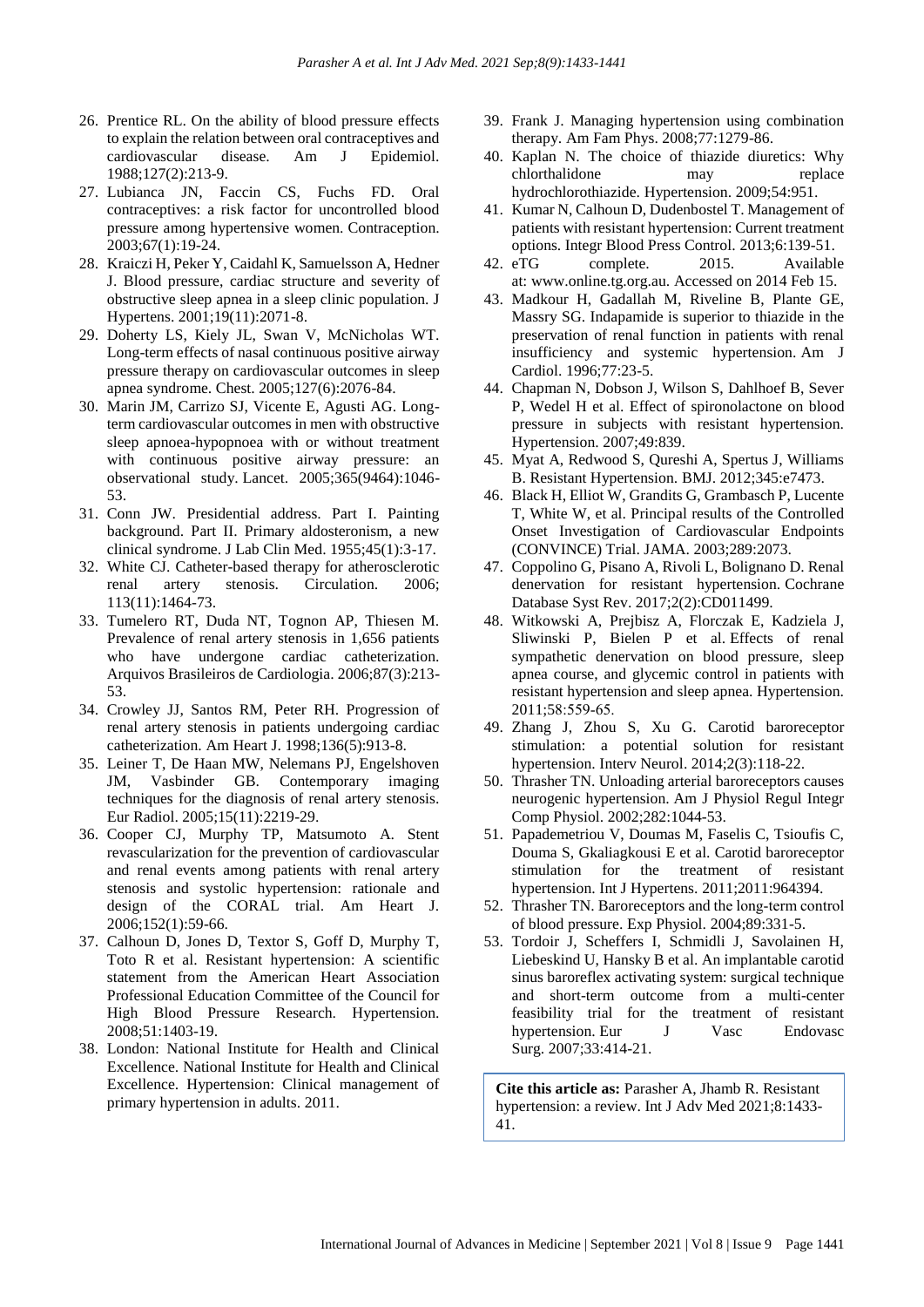26. Prentice RL. On the ability of blood pressure effects to explain the relation between oral contraceptives and cardiovascular disease. Am J Epidemiol. 1988;127(2):213-9.
27. Lubianca JN, Faccin CS, Fuchs FD. Oral contraceptives: a risk factor for uncontrolled blood pressure among hypertensive women. Contraception. 2003;67(1):19-24.
28. Kraiczi H, Peker Y, Caidahl K, Samuelsson A, Hedner J. Blood pressure, cardiac structure and severity of obstructive sleep apnea in a sleep clinic population. J Hypertens. 2001;19(11):2071-8.
29. Doherty LS, Kiely JL, Swan V, McNicholas WT. Long-term effects of nasal continuous positive airway pressure therapy on cardiovascular outcomes in sleep apnea syndrome. Chest. 2005;127(6):2076-84.
30. Marin JM, Carrizo SJ, Vicente E, Agusti AG. Long-term cardiovascular outcomes in men with obstructive sleep apnoea-hypopnoea with or without treatment with continuous positive airway pressure: an observational study. Lancet. 2005;365(9464):1046-53.
31. Conn JW. Presidential address. Part I. Painting background. Part II. Primary aldosteronism, a new clinical syndrome. J Lab Clin Med. 1955;45(1):3-17.
32. White CJ. Catheter-based therapy for atherosclerotic renal artery stenosis. Circulation. 2006; 113(11):1464-73.
33. Tumelero RT, Duda NT, Tognon AP, Thiesen M. Prevalence of renal artery stenosis in 1,656 patients who have undergone cardiac catheterization. Arquivos Brasileiros de Cardiologia. 2006;87(3):213-53.
34. Crowley JJ, Santos RM, Peter RH. Progression of renal artery stenosis in patients undergoing cardiac catheterization. Am Heart J. 1998;136(5):913-8.
35. Leiner T, De Haan MW, Nelemans PJ, Engelshoven JM, Vasbinder GB. Contemporary imaging techniques for the diagnosis of renal artery stenosis. Eur Radiol. 2005;15(11):2219-29.
36. Cooper CJ, Murphy TP, Matsumoto A. Stent revascularization for the prevention of cardiovascular and renal events among patients with renal artery stenosis and systolic hypertension: rationale and design of the CORAL trial. Am Heart J. 2006;152(1):59-66.
37. Calhoun D, Jones D, Textor S, Goff D, Murphy T, Toto R et al. Resistant hypertension: A scientific statement from the American Heart Association Professional Education Committee of the Council for High Blood Pressure Research. Hypertension. 2008;51:1403-19.
38. London: National Institute for Health and Clinical Excellence. National Institute for Health and Clinical Excellence. Hypertension: Clinical management of primary hypertension in adults. 2011.
39. Frank J. Managing hypertension using combination therapy. Am Fam Phys. 2008;77:1279-86.
40. Kaplan N. The choice of thiazide diuretics: Why chlorthalidone may replace hydrochlorothiazide. Hypertension. 2009;54:951.
41. Kumar N, Calhoun D, Dudenbostel T. Management of patients with resistant hypertension: Current treatment options. Integr Blood Press Control. 2013;6:139-51.
42. eTG complete. 2015. Available at: www.online.tg.org.au. Accessed on 2014 Feb 15.
43. Madkour H, Gadallah M, Riveline B, Plante GE, Massry SG. Indapamide is superior to thiazide in the preservation of renal function in patients with renal insufficiency and systemic hypertension. Am J Cardiol. 1996;77:23-5.
44. Chapman N, Dobson J, Wilson S, Dahlhoef B, Sever P, Wedel H et al. Effect of spironolactone on blood pressure in subjects with resistant hypertension. Hypertension. 2007;49:839.
45. Myat A, Redwood S, Qureshi A, Spertus J, Williams B. Resistant Hypertension. BMJ. 2012;345:e7473.
46. Black H, Elliot W, Grandits G, Grambasch P, Lucente T, White W, et al. Principal results of the Controlled Onset Investigation of Cardiovascular Endpoints (CONVINCE) Trial. JAMA. 2003;289:2073.
47. Coppolino G, Pisano A, Rivoli L, Bolignano D. Renal denervation for resistant hypertension. Cochrane Database Syst Rev. 2017;2(2):CD011499.
48. Witkowski A, Prejbisz A, Florczak E, Kadziela J, Sliwinski P, Bielen P et al. Effects of renal sympathetic denervation on blood pressure, sleep apnea course, and glycemic control in patients with resistant hypertension and sleep apnea. Hypertension. 2011;58:559-65.
49. Zhang J, Zhou S, Xu G. Carotid baroreceptor stimulation: a potential solution for resistant hypertension. Interv Neurol. 2014;2(3):118-22.
50. Thrasher TN. Unloading arterial baroreceptors causes neurogenic hypertension. Am J Physiol Regul Integr Comp Physiol. 2002;282:1044-53.
51. Papademetriou V, Doumas M, Faselis C, Tsioufis C, Douma S, Gkaliagkousi E et al. Carotid baroreceptor stimulation for the treatment of resistant hypertension. Int J Hypertens. 2011;2011:964394.
52. Thrasher TN. Baroreceptors and the long-term control of blood pressure. Exp Physiol. 2004;89:331-5.
53. Tordoir J, Scheffers I, Schmidli J, Savolainen H, Liebeskind U, Hansky B et al. An implantable carotid sinus baroreflex activating system: surgical technique and short-term outcome from a multi-center feasibility trial for the treatment of resistant hypertension. Eur J Vasc Endovasc Surg. 2007;33:414-21.

**Cite this article as:** Parasher A, Jhamb R. Resistant hypertension: a review. Int J Adv Med 2021;8:1433-41.